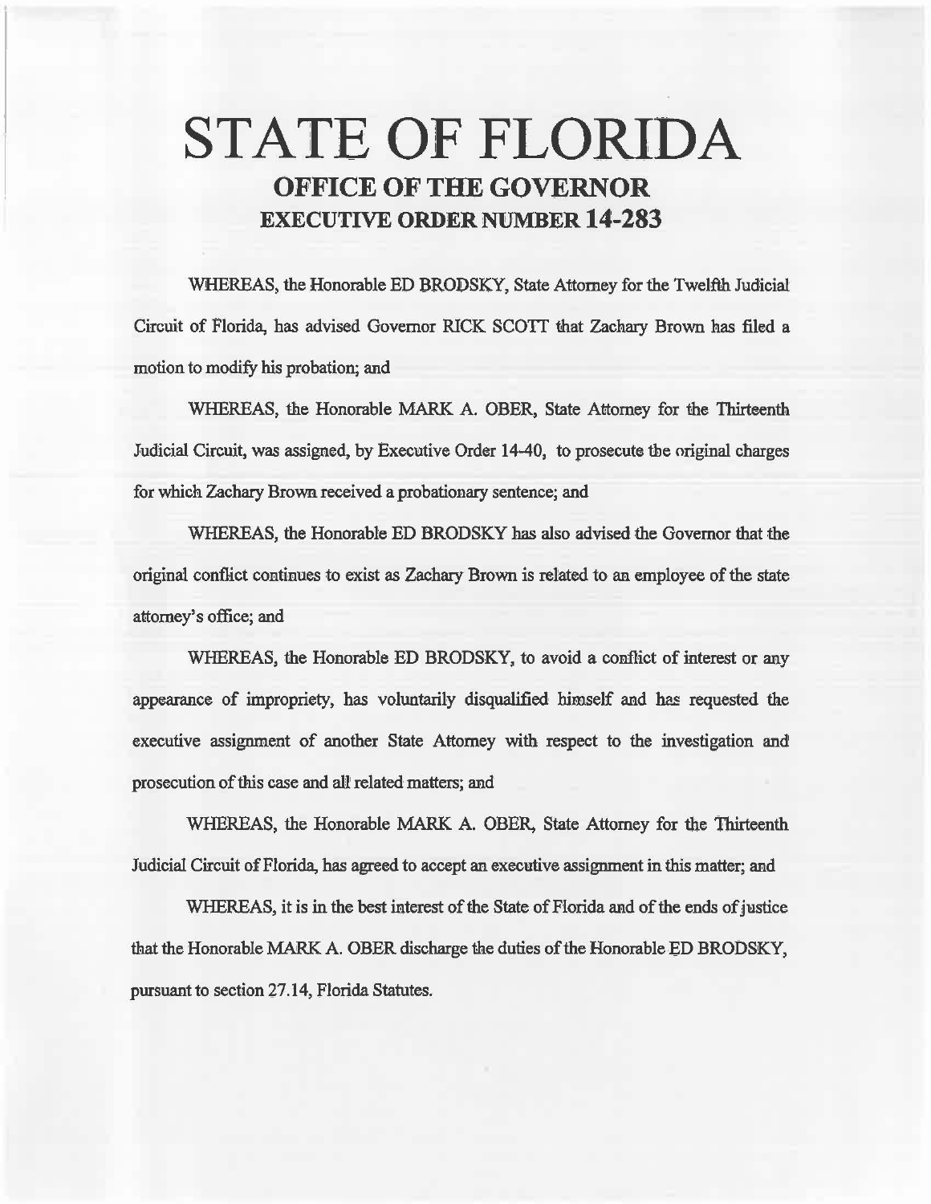# STATE OF FLORIDA
## OFFICE OF THE GOVERNOR
## EXECUTIVE ORDER NUMBER 14-283

WHEREAS, the Honorable ED BRODSKY, State Attorney for the Twelfth Judicial Circuit of Florida, has advised Governor RICK SCOTT that Zachary Brown has filed a motion to modify his probation; and

WHEREAS, the Honorable MARK A. OBER, State Attorney for the Thirteenth Judicial Circuit, was assigned, by Executive Order 14-40, to prosecute the original charges for which Zachary Brown received a probationary sentence; and

WHEREAS, the Honorable ED BRODSKY has also advised the Governor that the original conflict continues to exist as Zachary Brown is related to an employee of the state attorney's office; and

WHEREAS, the Honorable ED BRODSKY, to avoid a conflict of interest or any appearance of impropriety, has voluntarily disqualified himself and has requested the executive assignment of another State Attorney with respect to the investigation and prosecution of this case and all related matters; and

WHEREAS, the Honorable MARK A. OBER, State Attorney for the Thirteenth Judicial Circuit of Florida, has agreed to accept an executive assignment in this matter; and

WHEREAS, it is in the best interest of the State of Florida and of the ends of justice that the Honorable MARK A. OBER discharge the duties of the Honorable ED BRODSKY, pursuant to section 27.14, Florida Statutes.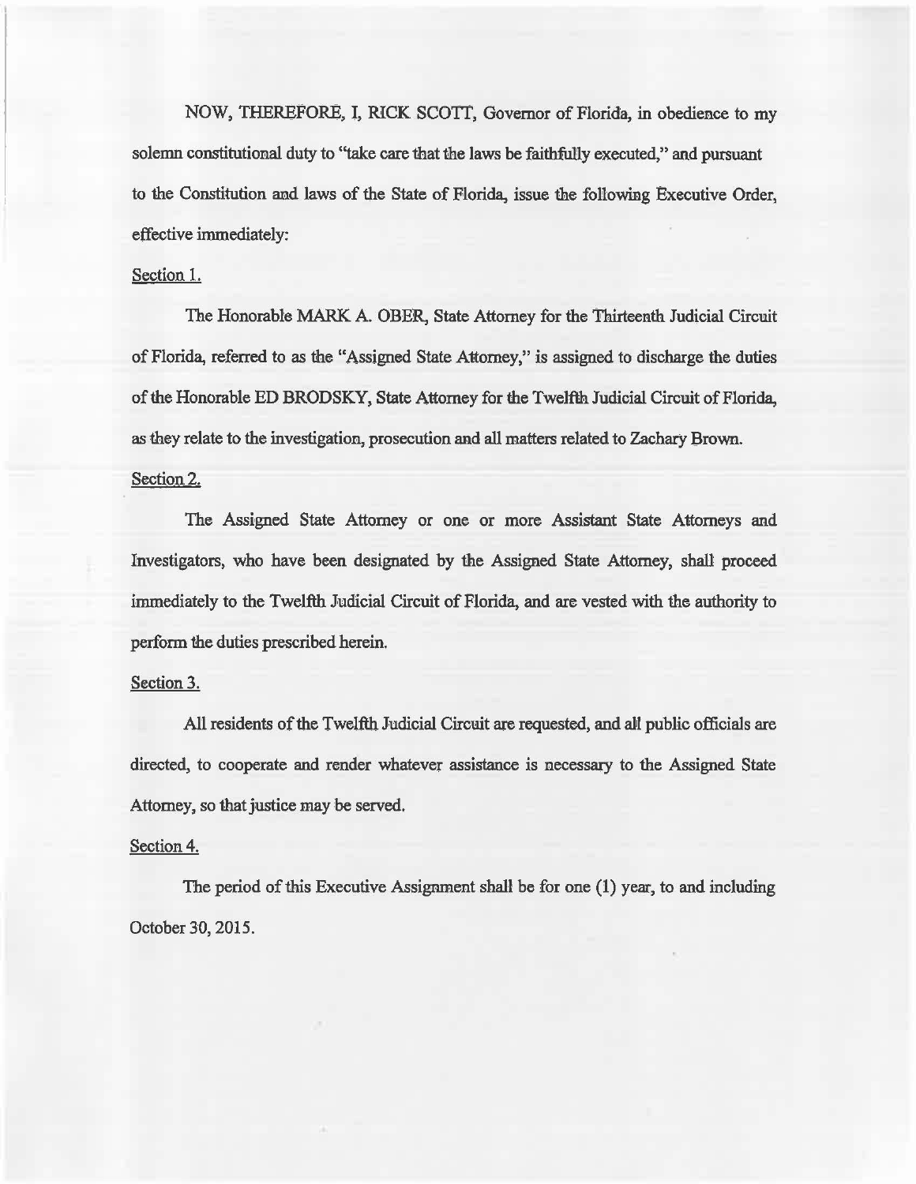NOW, THEREFORE, I, RICK SCOTT, Governor of Florida, in obedience to my solemn constitutional duty to "take care that the laws be faithfully executed," and pursuant to the Constitution and laws of the State of Florida, issue the following Executive Order, effective immediately:

Section 1.

The Honorable MARK A. OBER, State Attorney for the Thirteenth Judicial Circuit of Florida, referred to as the "Assigned State Attorney," is assigned to discharge the duties of the Honorable ED BRODSKY, State Attorney for the Twelfth Judicial Circuit of Florida, as they relate to the investigation, prosecution and all matters related to Zachary Brown.

Section 2.

The Assigned State Attorney or one or more Assistant State Attorneys and Investigators, who have been designated by the Assigned State Attorney, shall proceed immediately to the Twelfth Judicial Circuit of Florida, and are vested with the authority to perform the duties prescribed herein.

Section 3.

All residents of the Twelfth Judicial Circuit are requested, and all public officials are directed, to cooperate and render whatever assistance is necessary to the Assigned State Attorney, so that justice may be served.

Section 4.

The period of this Executive Assignment shall be for one (1) year, to and including October 30, 2015.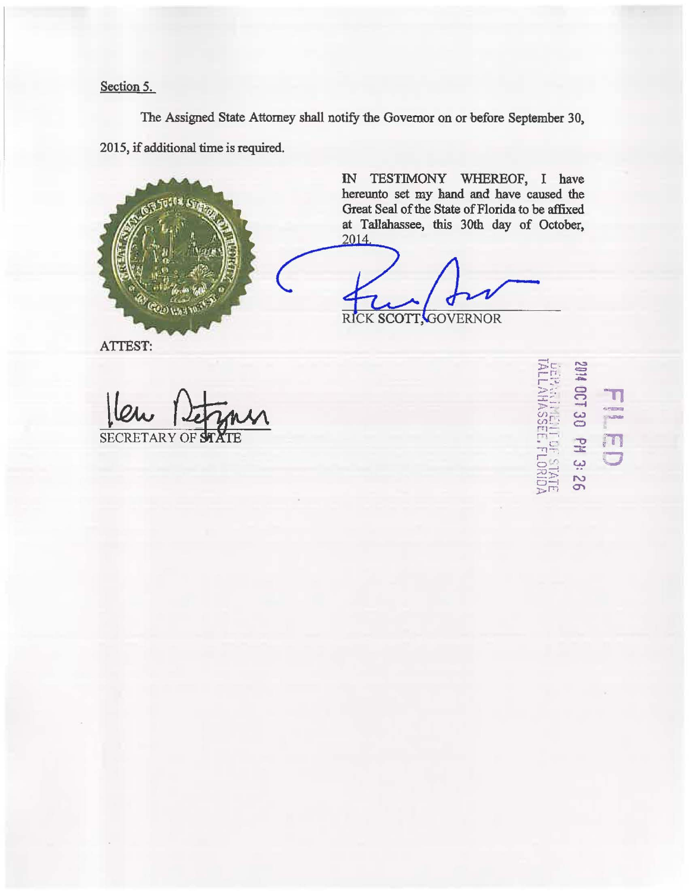Section 5.

The Assigned State Attorney shall notify the Governor on or before September 30, 2015, if additional time is required.

IN TESTIMONY WHEREOF, I have hereunto set my hand and have caused the Great Seal of the State of Florida to be affixed at Tallahassee, this 30th day of October, 2014.

RICK SCOTT, GOVERNOR

ATTEST:

SECRETARY OF STATE

FILED

2014 OCT 30 PM 3:26

DEPARTMENT OF STATE
TALLAHASSEE, FLORIDA